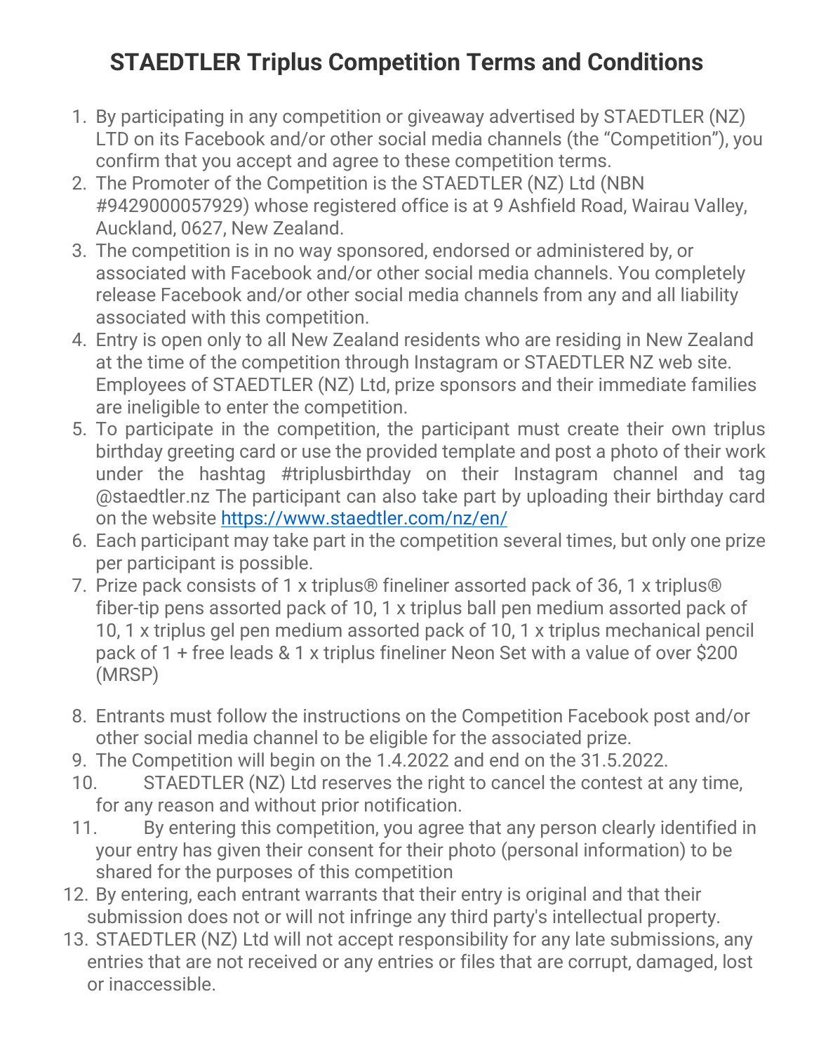# STAEDTLER Triplus Competition Terms and Conditions

1. By participating in any competition or giveaway advertised by STAEDTLER (NZ) LTD on its Facebook and/or other social media channels (the "Competition"), you confirm that you accept and agree to these competition terms.
2. The Promoter of the Competition is the STAEDTLER (NZ) Ltd (NBN #9429000057929) whose registered office is at 9 Ashfield Road, Wairau Valley, Auckland, 0627, New Zealand.
3. The competition is in no way sponsored, endorsed or administered by, or associated with Facebook and/or other social media channels. You completely release Facebook and/or other social media channels from any and all liability associated with this competition.
4. Entry is open only to all New Zealand residents who are residing in New Zealand at the time of the competition through Instagram or STAEDTLER NZ web site. Employees of STAEDTLER (NZ) Ltd, prize sponsors and their immediate families are ineligible to enter the competition.
5. To participate in the competition, the participant must create their own triplus birthday greeting card or use the provided template and post a photo of their work under the hashtag #triplusbirthday on their Instagram channel and tag @staedtler.nz The participant can also take part by uploading their birthday card on the website https://www.staedtler.com/nz/en/
6. Each participant may take part in the competition several times, but only one prize per participant is possible.
7. Prize pack consists of 1 x triplus® fineliner assorted pack of 36, 1 x triplus® fiber-tip pens assorted pack of 10, 1 x triplus ball pen medium assorted pack of 10, 1 x triplus gel pen medium assorted pack of 10, 1 x triplus mechanical pencil pack of 1 + free leads & 1 x triplus fineliner Neon Set with a value of over $200 (MRSP)
8. Entrants must follow the instructions on the Competition Facebook post and/or other social media channel to be eligible for the associated prize.
9. The Competition will begin on the 1.4.2022 and end on the 31.5.2022.
10. STAEDTLER (NZ) Ltd reserves the right to cancel the contest at any time, for any reason and without prior notification.
11. By entering this competition, you agree that any person clearly identified in your entry has given their consent for their photo (personal information) to be shared for the purposes of this competition
12. By entering, each entrant warrants that their entry is original and that their submission does not or will not infringe any third party's intellectual property.
13. STAEDTLER (NZ) Ltd will not accept responsibility for any late submissions, any entries that are not received or any entries or files that are corrupt, damaged, lost or inaccessible.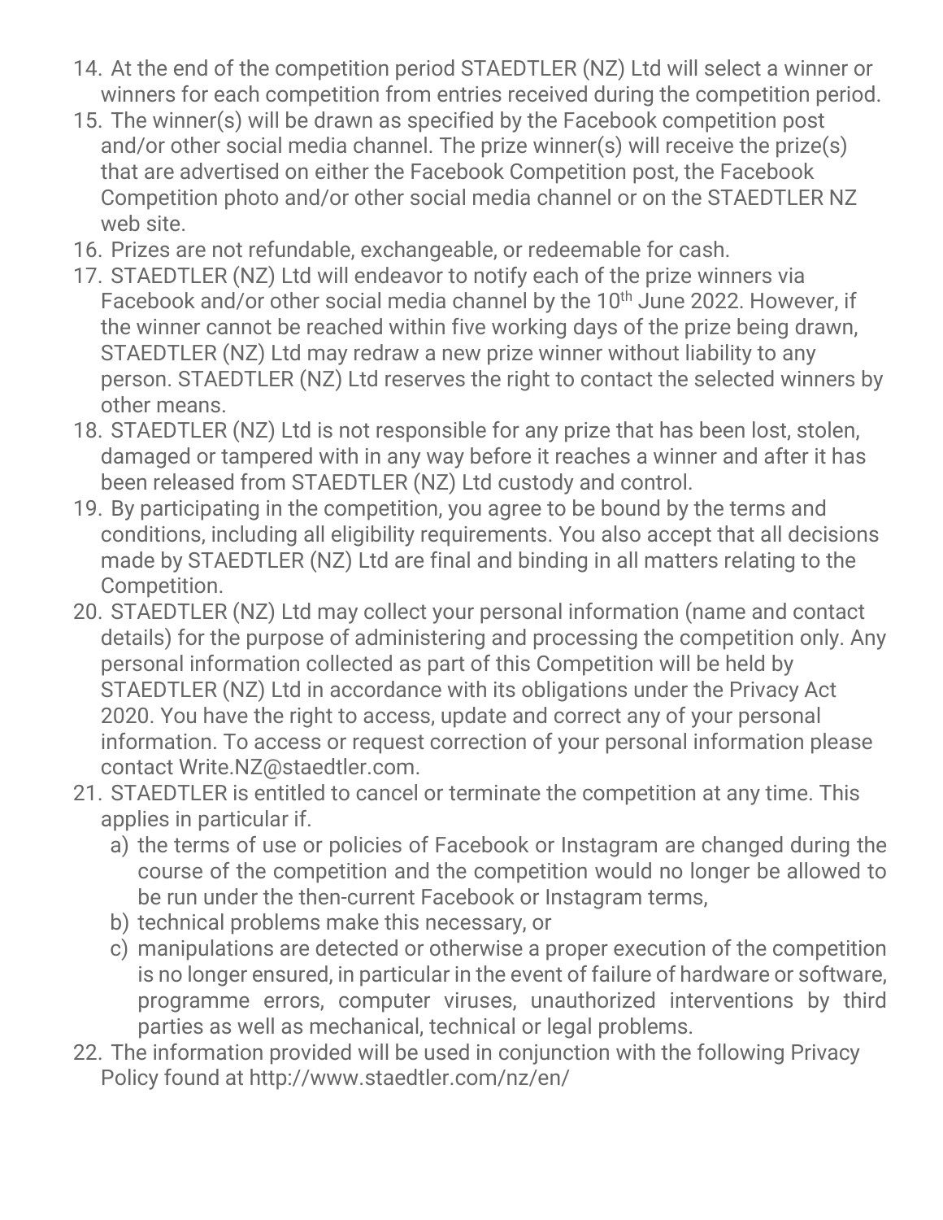14. At the end of the competition period STAEDTLER (NZ) Ltd will select a winner or winners for each competition from entries received during the competition period.
15. The winner(s) will be drawn as specified by the Facebook competition post and/or other social media channel. The prize winner(s) will receive the prize(s) that are advertised on either the Facebook Competition post, the Facebook Competition photo and/or other social media channel or on the STAEDTLER NZ web site.
16. Prizes are not refundable, exchangeable, or redeemable for cash.
17. STAEDTLER (NZ) Ltd will endeavor to notify each of the prize winners via Facebook and/or other social media channel by the 10th June 2022. However, if the winner cannot be reached within five working days of the prize being drawn, STAEDTLER (NZ) Ltd may redraw a new prize winner without liability to any person. STAEDTLER (NZ) Ltd reserves the right to contact the selected winners by other means.
18. STAEDTLER (NZ) Ltd is not responsible for any prize that has been lost, stolen, damaged or tampered with in any way before it reaches a winner and after it has been released from STAEDTLER (NZ) Ltd custody and control.
19. By participating in the competition, you agree to be bound by the terms and conditions, including all eligibility requirements. You also accept that all decisions made by STAEDTLER (NZ) Ltd are final and binding in all matters relating to the Competition.
20. STAEDTLER (NZ) Ltd may collect your personal information (name and contact details) for the purpose of administering and processing the competition only. Any personal information collected as part of this Competition will be held by STAEDTLER (NZ) Ltd in accordance with its obligations under the Privacy Act 2020. You have the right to access, update and correct any of your personal information. To access or request correction of your personal information please contact Write.NZ@staedtler.com.
21. STAEDTLER is entitled to cancel or terminate the competition at any time. This applies in particular if.
    a) the terms of use or policies of Facebook or Instagram are changed during the course of the competition and the competition would no longer be allowed to be run under the then-current Facebook or Instagram terms,
    b) technical problems make this necessary, or
    c) manipulations are detected or otherwise a proper execution of the competition is no longer ensured, in particular in the event of failure of hardware or software, programme errors, computer viruses, unauthorized interventions by third parties as well as mechanical, technical or legal problems.
22. The information provided will be used in conjunction with the following Privacy Policy found at http://www.staedtler.com/nz/en/